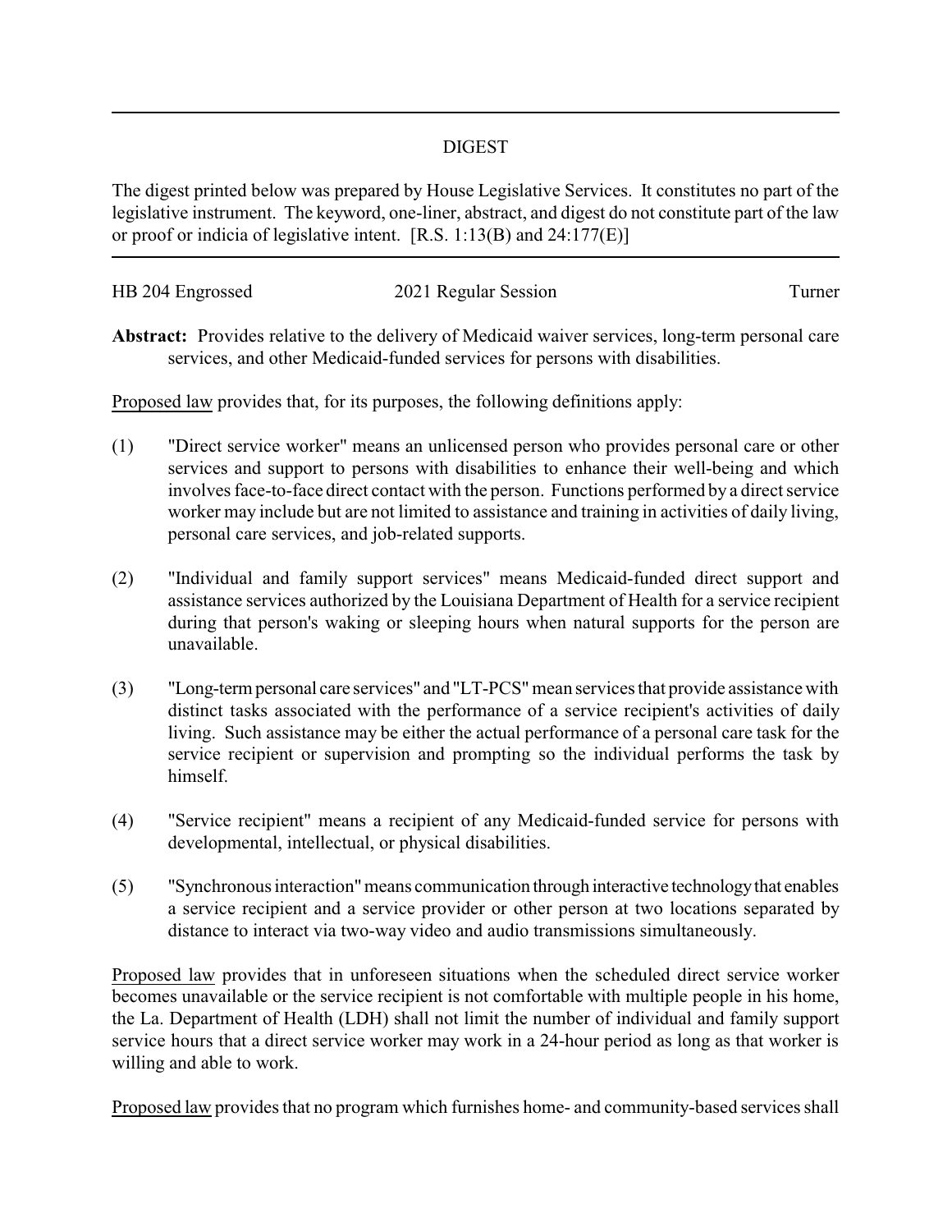# DIGEST

The digest printed below was prepared by House Legislative Services. It constitutes no part of the legislative instrument. The keyword, one-liner, abstract, and digest do not constitute part of the law or proof or indicia of legislative intent. [R.S. 1:13(B) and 24:177(E)]

HB 204 Engrossed | 2021 Regular Session | Turner

**Abstract:** Provides relative to the delivery of Medicaid waiver services, long-term personal care services, and other Medicaid-funded services for persons with disabilities.

Proposed law provides that, for its purposes, the following definitions apply:

(1) "Direct service worker" means an unlicensed person who provides personal care or other services and support to persons with disabilities to enhance their well-being and which involves face-to-face direct contact with the person. Functions performed by a direct service worker may include but are not limited to assistance and training in activities of daily living, personal care services, and job-related supports.

(2) "Individual and family support services" means Medicaid-funded direct support and assistance services authorized by the Louisiana Department of Health for a service recipient during that person's waking or sleeping hours when natural supports for the person are unavailable.

(3) "Long-term personal care services" and "LT-PCS" mean services that provide assistance with distinct tasks associated with the performance of a service recipient's activities of daily living. Such assistance may be either the actual performance of a personal care task for the service recipient or supervision and prompting so the individual performs the task by himself.

(4) "Service recipient" means a recipient of any Medicaid-funded service for persons with developmental, intellectual, or physical disabilities.

(5) "Synchronous interaction" means communication through interactive technology that enables a service recipient and a service provider or other person at two locations separated by distance to interact via two-way video and audio transmissions simultaneously.

Proposed law provides that in unforeseen situations when the scheduled direct service worker becomes unavailable or the service recipient is not comfortable with multiple people in his home, the La. Department of Health (LDH) shall not limit the number of individual and family support service hours that a direct service worker may work in a 24-hour period as long as that worker is willing and able to work.

Proposed law provides that no program which furnishes home- and community-based services shall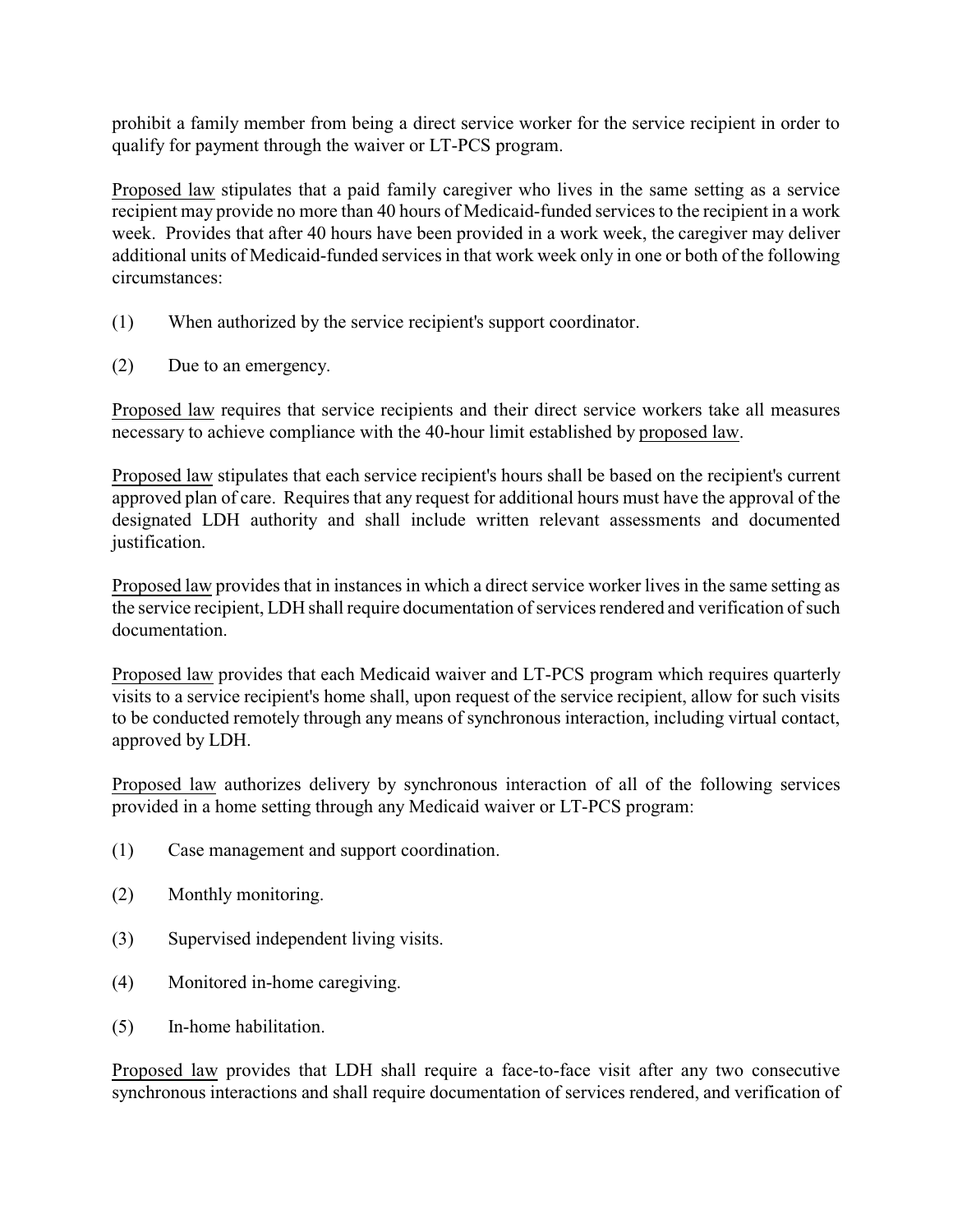prohibit a family member from being a direct service worker for the service recipient in order to qualify for payment through the waiver or LT-PCS program.

Proposed law stipulates that a paid family caregiver who lives in the same setting as a service recipient may provide no more than 40 hours of Medicaid-funded services to the recipient in a work week. Provides that after 40 hours have been provided in a work week, the caregiver may deliver additional units of Medicaid-funded services in that work week only in one or both of the following circumstances:

(1) When authorized by the service recipient's support coordinator.

(2) Due to an emergency.

Proposed law requires that service recipients and their direct service workers take all measures necessary to achieve compliance with the 40-hour limit established by proposed law.

Proposed law stipulates that each service recipient's hours shall be based on the recipient's current approved plan of care. Requires that any request for additional hours must have the approval of the designated LDH authority and shall include written relevant assessments and documented justification.

Proposed law provides that in instances in which a direct service worker lives in the same setting as the service recipient, LDH shall require documentation of services rendered and verification of such documentation.

Proposed law provides that each Medicaid waiver and LT-PCS program which requires quarterly visits to a service recipient's home shall, upon request of the service recipient, allow for such visits to be conducted remotely through any means of synchronous interaction, including virtual contact, approved by LDH.

Proposed law authorizes delivery by synchronous interaction of all of the following services provided in a home setting through any Medicaid waiver or LT-PCS program:

(1) Case management and support coordination.

(2) Monthly monitoring.

(3) Supervised independent living visits.

(4) Monitored in-home caregiving.

(5) In-home habilitation.

Proposed law provides that LDH shall require a face-to-face visit after any two consecutive synchronous interactions and shall require documentation of services rendered, and verification of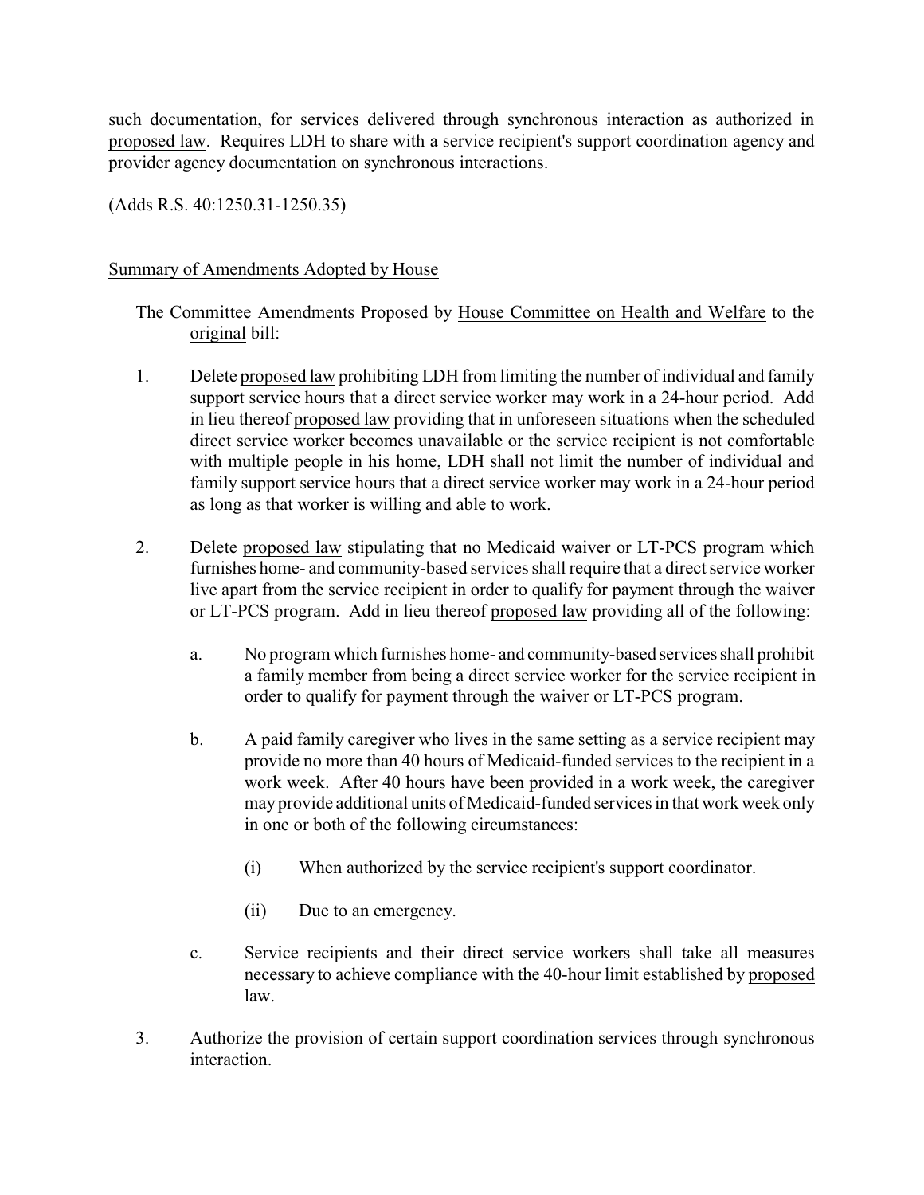such documentation, for services delivered through synchronous interaction as authorized in proposed law. Requires LDH to share with a service recipient's support coordination agency and provider agency documentation on synchronous interactions.

(Adds R.S. 40:1250.31-1250.35)

Summary of Amendments Adopted by House

The Committee Amendments Proposed by House Committee on Health and Welfare to the original bill:

1. Delete proposed law prohibiting LDH from limiting the number of individual and family support service hours that a direct service worker may work in a 24-hour period. Add in lieu thereof proposed law providing that in unforeseen situations when the scheduled direct service worker becomes unavailable or the service recipient is not comfortable with multiple people in his home, LDH shall not limit the number of individual and family support service hours that a direct service worker may work in a 24-hour period as long as that worker is willing and able to work.

2. Delete proposed law stipulating that no Medicaid waiver or LT-PCS program which furnishes home- and community-based services shall require that a direct service worker live apart from the service recipient in order to qualify for payment through the waiver or LT-PCS program. Add in lieu thereof proposed law providing all of the following:

   a. No program which furnishes home- and community-based services shall prohibit a family member from being a direct service worker for the service recipient in order to qualify for payment through the waiver or LT-PCS program.

   b. A paid family caregiver who lives in the same setting as a service recipient may provide no more than 40 hours of Medicaid-funded services to the recipient in a work week. After 40 hours have been provided in a work week, the caregiver may provide additional units of Medicaid-funded services in that work week only in one or both of the following circumstances:

      (i) When authorized by the service recipient's support coordinator.

      (ii) Due to an emergency.

   c. Service recipients and their direct service workers shall take all measures necessary to achieve compliance with the 40-hour limit established by proposed law.

3. Authorize the provision of certain support coordination services through synchronous interaction.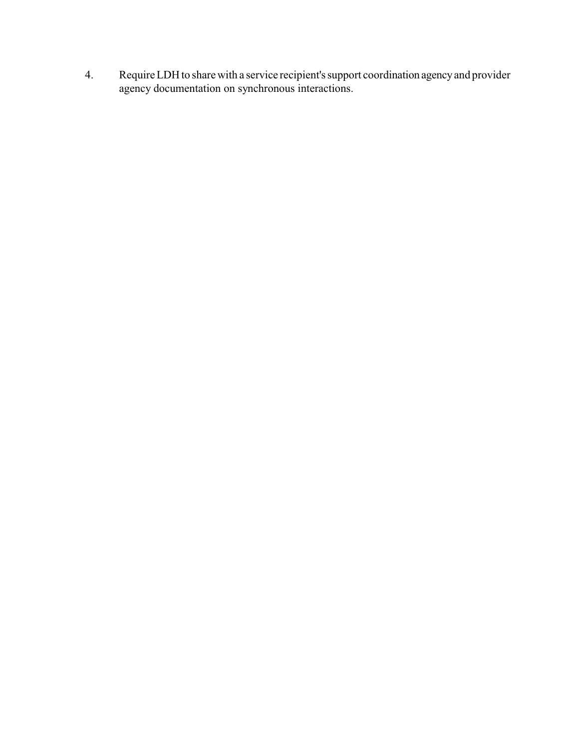4. Require LDH to share with a service recipient's support coordination agency and provider agency documentation on synchronous interactions.